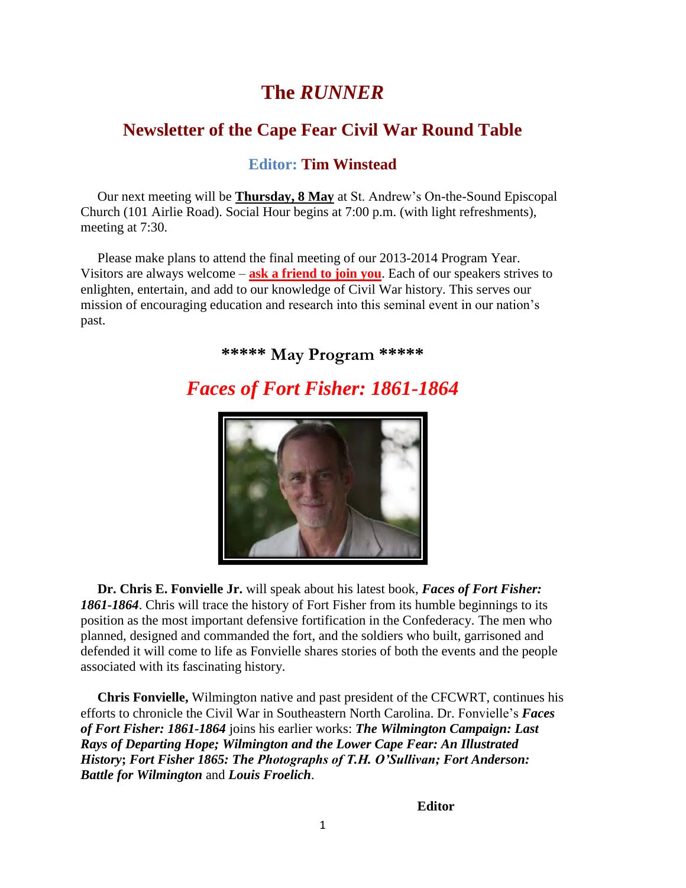# The *RUNNER*

## Newsletter of the Cape Fear Civil War Round Table

### Editor: Tim Winstead

Our next meeting will be **Thursday, 8 May** at St. Andrew's On-the-Sound Episcopal Church (101 Airlie Road). Social Hour begins at 7:00 p.m. (with light refreshments), meeting at 7:30.

Please make plans to attend the final meeting of our 2013-2014 Program Year. Visitors are always welcome – **ask a friend to join you**. Each of our speakers strives to enlighten, entertain, and add to our knowledge of Civil War history. This serves our mission of encouraging education and research into this seminal event in our nation's past.

### ***** May Program *****

## *Faces of Fort Fisher: 1861-1864*

**Dr. Chris E. Fonvielle Jr.** will speak about his latest book, ***Faces of Fort Fisher: 1861-1864***. Chris will trace the history of Fort Fisher from its humble beginnings to its position as the most important defensive fortification in the Confederacy. The men who planned, designed and commanded the fort, and the soldiers who built, garrisoned and defended it will come to life as Fonvielle shares stories of both the events and the people associated with its fascinating history.

**Chris Fonvielle,** Wilmington native and past president of the CFCWRT, continues his efforts to chronicle the Civil War in Southeastern North Carolina. Dr. Fonvielle's ***Faces of Fort Fisher: 1861-1864*** joins his earlier works: ***The Wilmington Campaign: Last Rays of Departing Hope; Wilmington and the Lower Cape Fear: An Illustrated History*; *Fort Fisher 1865: The Photographs of T.H. O'Sullivan; Fort Anderson: Battle for Wilmington*** and ***Louis Froelich***.

**Editor**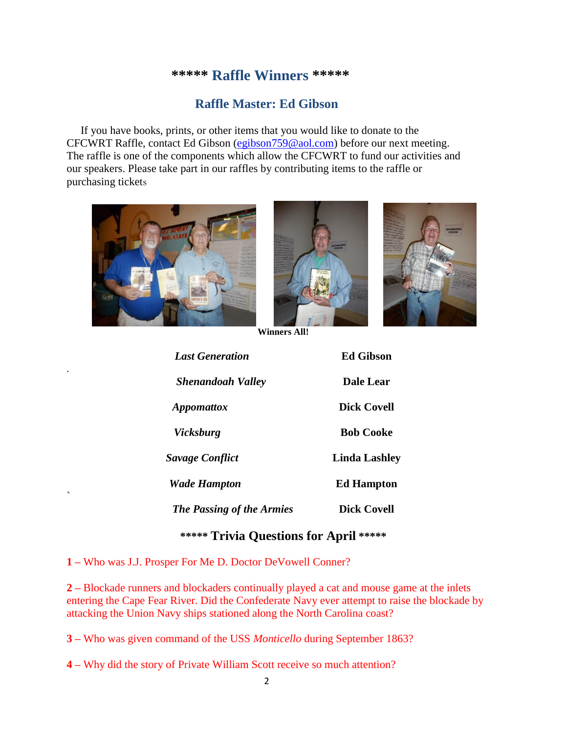## ***** Raffle Winners *****

### Raffle Master: Ed Gibson

If you have books, prints, or other items that you would like to donate to the CFCWRT Raffle, contact Ed Gibson (egibson759@aol.com) before our next meeting. The raffle is one of the components which allow the CFCWRT to fund our activities and our speakers. Please take part in our raffles by contributing items to the raffle or purchasing tickets

**Winners All!**

| | |
|---|---|
| ***Last Generation*** | **Ed Gibson** |
| ***Shenandoah Valley*** | **Dale Lear** |
| ***Appomattox*** | **Dick Covell** |
| ***Vicksburg*** | **Bob Cooke** |
| ***Savage Conflict*** | **Linda Lashley** |
| ***Wade Hampton*** | **Ed Hampton** |
| ***The Passing of the Armies*** | **Dick Covell** |

## ***** Trivia Questions for April *****

**1 –** Who was J.J. Prosper For Me D. Doctor DeVowell Conner?

**2 –** Blockade runners and blockaders continually played a cat and mouse game at the inlets entering the Cape Fear River. Did the Confederate Navy ever attempt to raise the blockade by attacking the Union Navy ships stationed along the North Carolina coast?

**3 –** Who was given command of the USS *Monticello* during September 1863?

**4 –** Why did the story of Private William Scott receive so much attention?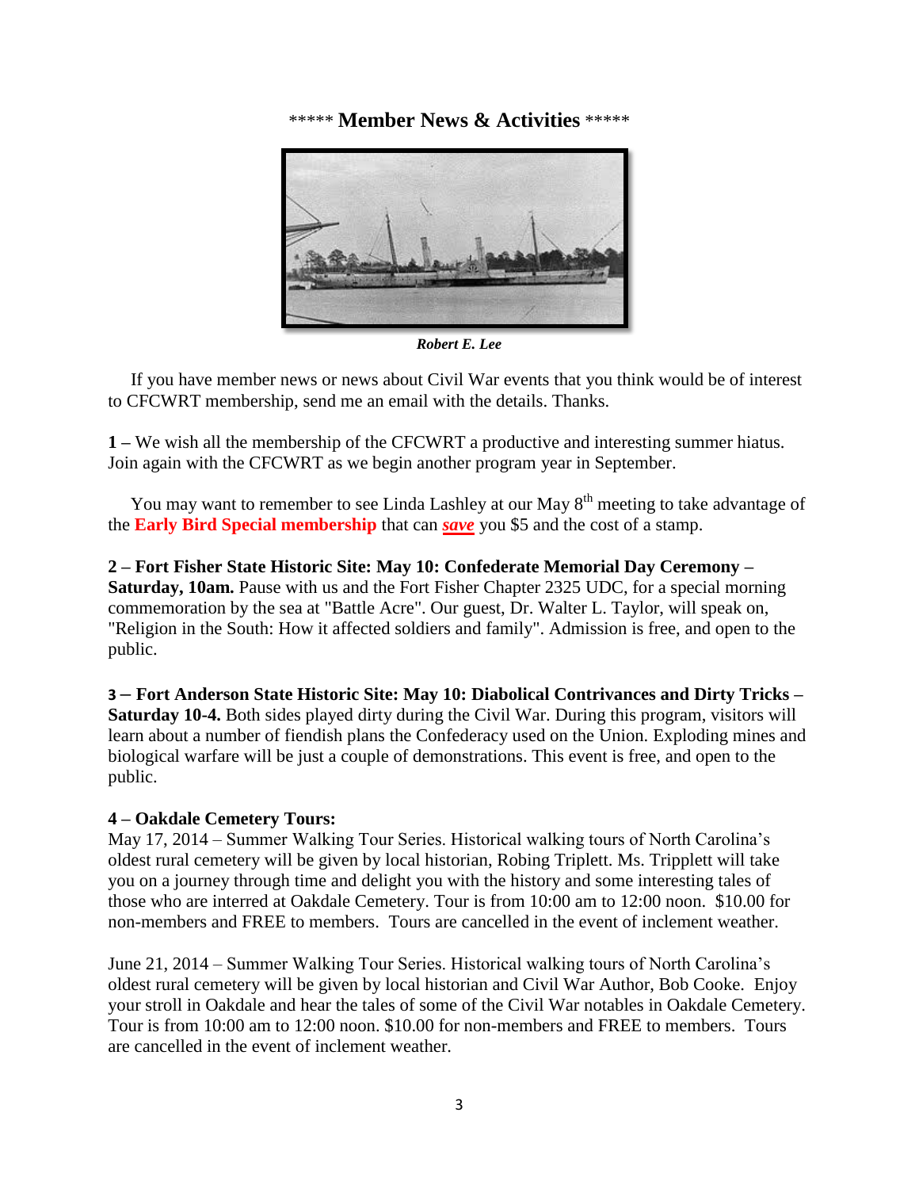## ***** Member News & Activities *****

***Robert E. Lee***

If you have member news or news about Civil War events that you think would be of interest to CFCWRT membership, send me an email with the details. Thanks.

**1 –** We wish all the membership of the CFCWRT a productive and interesting summer hiatus. Join again with the CFCWRT as we begin another program year in September.

You may want to remember to see Linda Lashley at our May 8th meeting to take advantage of the **Early Bird Special membership** that can ***save*** you $5 and the cost of a stamp.

**2 – Fort Fisher State Historic Site: May 10: Confederate Memorial Day Ceremony – Saturday, 10am.** Pause with us and the Fort Fisher Chapter 2325 UDC, for a special morning commemoration by the sea at "Battle Acre". Our guest, Dr. Walter L. Taylor, will speak on, "Religion in the South: How it affected soldiers and family". Admission is free, and open to the public.

**3 – Fort Anderson State Historic Site: May 10: Diabolical Contrivances and Dirty Tricks – Saturday 10-4.** Both sides played dirty during the Civil War. During this program, visitors will learn about a number of fiendish plans the Confederacy used on the Union. Exploding mines and biological warfare will be just a couple of demonstrations. This event is free, and open to the public.

**4 – Oakdale Cemetery Tours:**
May 17, 2014 – Summer Walking Tour Series. Historical walking tours of North Carolina's oldest rural cemetery will be given by local historian, Robing Triplett. Ms. Tripplett will take you on a journey through time and delight you with the history and some interesting tales of those who are interred at Oakdale Cemetery. Tour is from 10:00 am to 12:00 noon. $10.00 for non-members and FREE to members. Tours are cancelled in the event of inclement weather.

June 21, 2014 – Summer Walking Tour Series. Historical walking tours of North Carolina's oldest rural cemetery will be given by local historian and Civil War Author, Bob Cooke. Enjoy your stroll in Oakdale and hear the tales of some of the Civil War notables in Oakdale Cemetery. Tour is from 10:00 am to 12:00 noon. $10.00 for non-members and FREE to members. Tours are cancelled in the event of inclement weather.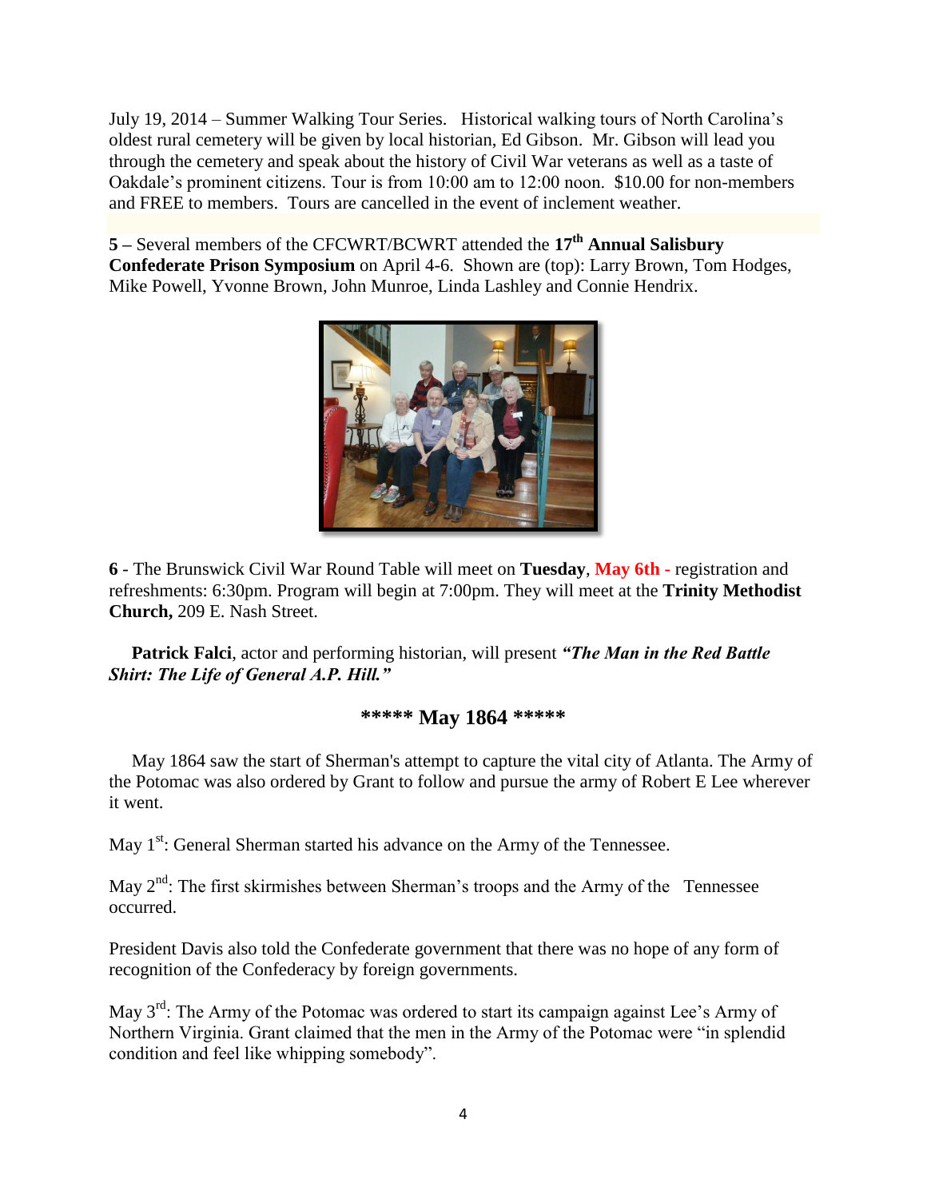July 19, 2014 – Summer Walking Tour Series. Historical walking tours of North Carolina's oldest rural cemetery will be given by local historian, Ed Gibson. Mr. Gibson will lead you through the cemetery and speak about the history of Civil War veterans as well as a taste of Oakdale's prominent citizens. Tour is from 10:00 am to 12:00 noon. $10.00 for non-members and FREE to members. Tours are cancelled in the event of inclement weather.

**5 –** Several members of the CFCWRT/BCWRT attended the **17th Annual Salisbury Confederate Prison Symposium** on April 4-6. Shown are (top): Larry Brown, Tom Hodges, Mike Powell, Yvonne Brown, John Munroe, Linda Lashley and Connie Hendrix.

**6** - The Brunswick Civil War Round Table will meet on **Tuesday**, **May 6th -** registration and refreshments: 6:30pm. Program will begin at 7:00pm. They will meet at the **Trinity Methodist Church,** 209 E. Nash Street.

**Patrick Falci**, actor and performing historian, will present ***"The Man in the Red Battle Shirt: The Life of General A.P. Hill."***

## ***** May 1864 *****

May 1864 saw the start of Sherman's attempt to capture the vital city of Atlanta. The Army of the Potomac was also ordered by Grant to follow and pursue the army of Robert E Lee wherever it went.

May 1st: General Sherman started his advance on the Army of the Tennessee.

May 2nd: The first skirmishes between Sherman's troops and the Army of the Tennessee occurred.

President Davis also told the Confederate government that there was no hope of any form of recognition of the Confederacy by foreign governments.

May 3rd: The Army of the Potomac was ordered to start its campaign against Lee's Army of Northern Virginia. Grant claimed that the men in the Army of the Potomac were "in splendid condition and feel like whipping somebody".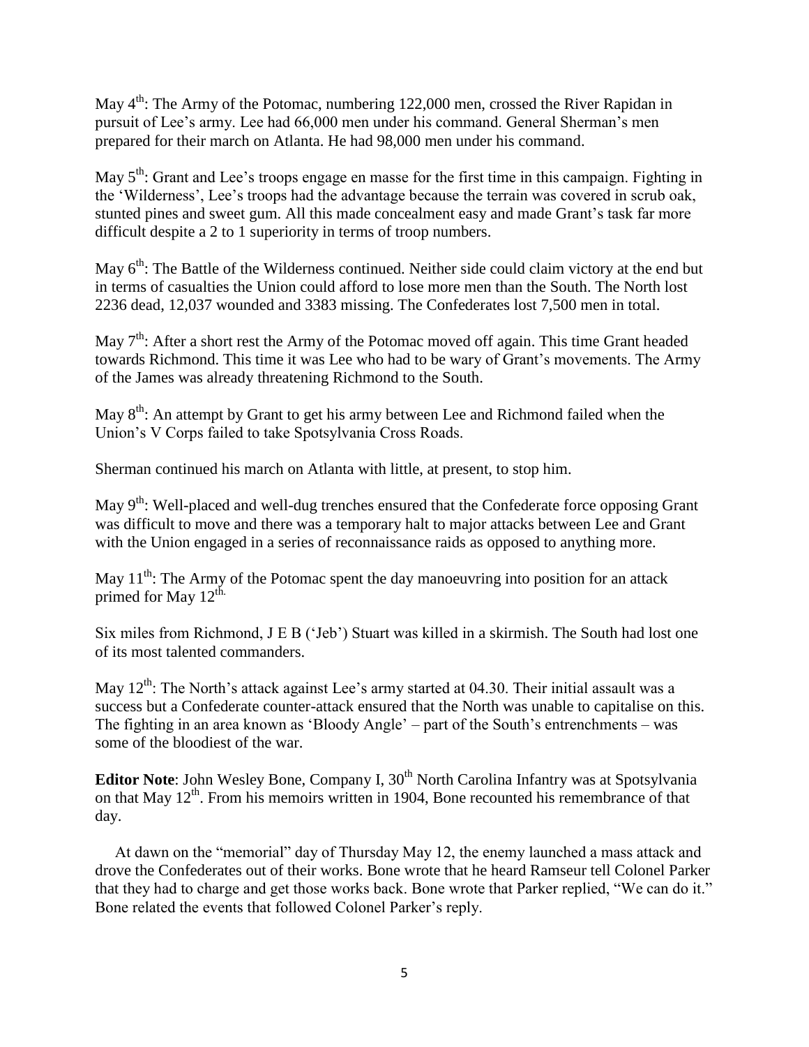May 4th: The Army of the Potomac, numbering 122,000 men, crossed the River Rapidan in pursuit of Lee's army. Lee had 66,000 men under his command. General Sherman's men prepared for their march on Atlanta. He had 98,000 men under his command.

May 5th: Grant and Lee's troops engage en masse for the first time in this campaign. Fighting in the 'Wilderness', Lee's troops had the advantage because the terrain was covered in scrub oak, stunted pines and sweet gum. All this made concealment easy and made Grant's task far more difficult despite a 2 to 1 superiority in terms of troop numbers.

May 6th: The Battle of the Wilderness continued. Neither side could claim victory at the end but in terms of casualties the Union could afford to lose more men than the South. The North lost 2236 dead, 12,037 wounded and 3383 missing. The Confederates lost 7,500 men in total.

May 7th: After a short rest the Army of the Potomac moved off again. This time Grant headed towards Richmond. This time it was Lee who had to be wary of Grant's movements. The Army of the James was already threatening Richmond to the South.

May 8th: An attempt by Grant to get his army between Lee and Richmond failed when the Union's V Corps failed to take Spotsylvania Cross Roads.

Sherman continued his march on Atlanta with little, at present, to stop him.

May 9th: Well-placed and well-dug trenches ensured that the Confederate force opposing Grant was difficult to move and there was a temporary halt to major attacks between Lee and Grant with the Union engaged in a series of reconnaissance raids as opposed to anything more.

May 11th: The Army of the Potomac spent the day manoeuvring into position for an attack primed for May 12th.

Six miles from Richmond, J E B ('Jeb') Stuart was killed in a skirmish. The South had lost one of its most talented commanders.

May 12th: The North's attack against Lee's army started at 04.30. Their initial assault was a success but a Confederate counter-attack ensured that the North was unable to capitalise on this. The fighting in an area known as 'Bloody Angle' – part of the South's entrenchments – was some of the bloodiest of the war.

**Editor Note**: John Wesley Bone, Company I, 30th North Carolina Infantry was at Spotsylvania on that May 12th. From his memoirs written in 1904, Bone recounted his remembrance of that day.

At dawn on the "memorial" day of Thursday May 12, the enemy launched a mass attack and drove the Confederates out of their works. Bone wrote that he heard Ramseur tell Colonel Parker that they had to charge and get those works back. Bone wrote that Parker replied, "We can do it." Bone related the events that followed Colonel Parker's reply.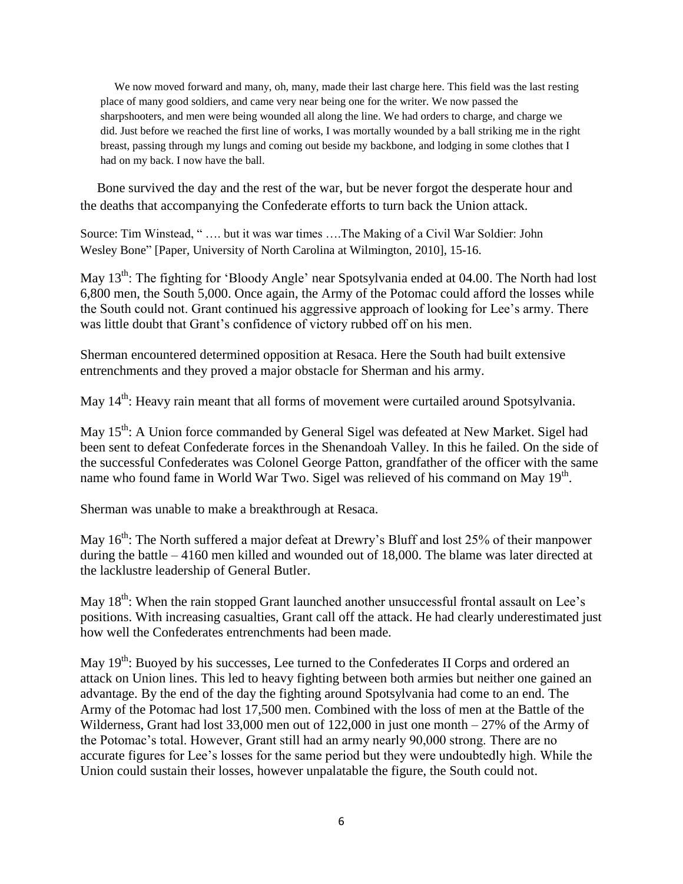> We now moved forward and many, oh, many, made their last charge here. This field was the last resting place of many good soldiers, and came very near being one for the writer. We now passed the sharpshooters, and men were being wounded all along the line. We had orders to charge, and charge we did. Just before we reached the first line of works, I was mortally wounded by a ball striking me in the right breast, passing through my lungs and coming out beside my backbone, and lodging in some clothes that I had on my back. I now have the ball.

Bone survived the day and the rest of the war, but be never forgot the desperate hour and the deaths that accompanying the Confederate efforts to turn back the Union attack.

Source: Tim Winstead, " …. but it was war times ….The Making of a Civil War Soldier: John Wesley Bone" [Paper, University of North Carolina at Wilmington, 2010], 15-16.

May 13th: The fighting for 'Bloody Angle' near Spotsylvania ended at 04.00. The North had lost 6,800 men, the South 5,000. Once again, the Army of the Potomac could afford the losses while the South could not. Grant continued his aggressive approach of looking for Lee's army. There was little doubt that Grant's confidence of victory rubbed off on his men.

Sherman encountered determined opposition at Resaca. Here the South had built extensive entrenchments and they proved a major obstacle for Sherman and his army.

May 14th: Heavy rain meant that all forms of movement were curtailed around Spotsylvania.

May 15th: A Union force commanded by General Sigel was defeated at New Market. Sigel had been sent to defeat Confederate forces in the Shenandoah Valley. In this he failed. On the side of the successful Confederates was Colonel George Patton, grandfather of the officer with the same name who found fame in World War Two. Sigel was relieved of his command on May 19th.

Sherman was unable to make a breakthrough at Resaca.

May 16th: The North suffered a major defeat at Drewry's Bluff and lost 25% of their manpower during the battle – 4160 men killed and wounded out of 18,000. The blame was later directed at the lacklustre leadership of General Butler.

May 18th: When the rain stopped Grant launched another unsuccessful frontal assault on Lee's positions. With increasing casualties, Grant call off the attack. He had clearly underestimated just how well the Confederates entrenchments had been made.

May 19th: Buoyed by his successes, Lee turned to the Confederates II Corps and ordered an attack on Union lines. This led to heavy fighting between both armies but neither one gained an advantage. By the end of the day the fighting around Spotsylvania had come to an end. The Army of the Potomac had lost 17,500 men. Combined with the loss of men at the Battle of the Wilderness, Grant had lost 33,000 men out of 122,000 in just one month – 27% of the Army of the Potomac's total. However, Grant still had an army nearly 90,000 strong. There are no accurate figures for Lee's losses for the same period but they were undoubtedly high. While the Union could sustain their losses, however unpalatable the figure, the South could not.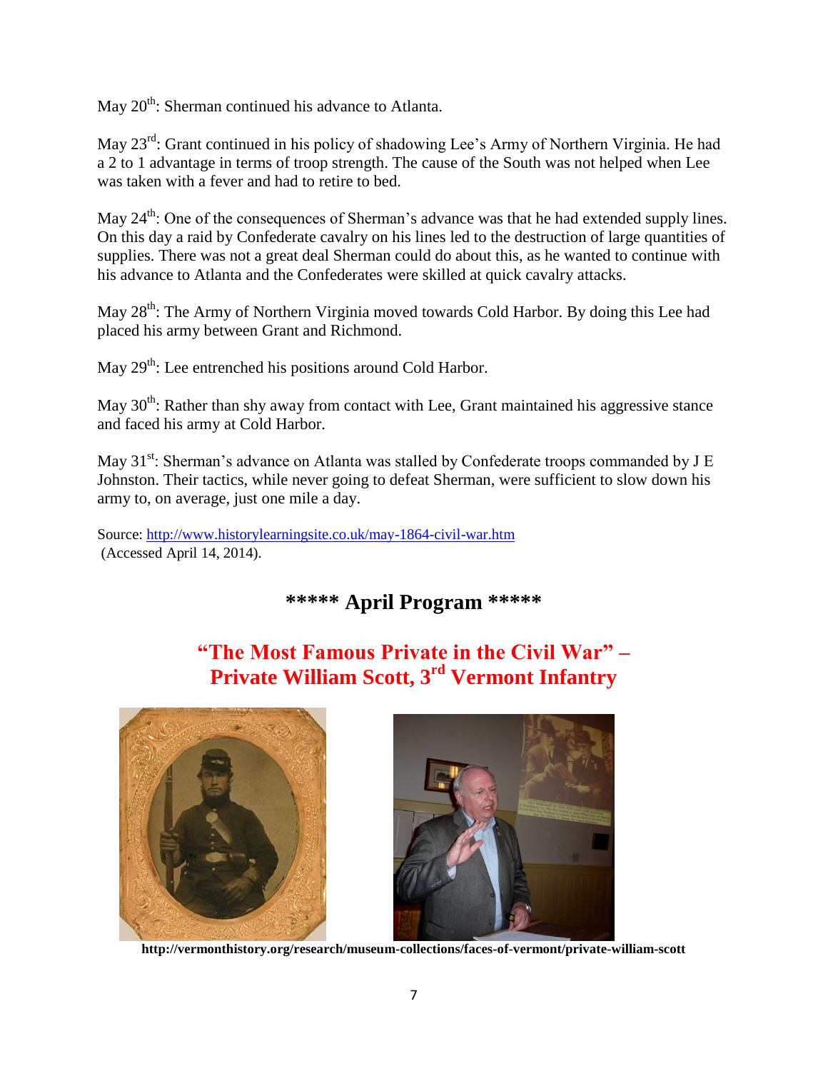May 20th: Sherman continued his advance to Atlanta.

May 23rd: Grant continued in his policy of shadowing Lee's Army of Northern Virginia. He had a 2 to 1 advantage in terms of troop strength. The cause of the South was not helped when Lee was taken with a fever and had to retire to bed.

May 24th: One of the consequences of Sherman's advance was that he had extended supply lines. On this day a raid by Confederate cavalry on his lines led to the destruction of large quantities of supplies. There was not a great deal Sherman could do about this, as he wanted to continue with his advance to Atlanta and the Confederates were skilled at quick cavalry attacks.

May 28th: The Army of Northern Virginia moved towards Cold Harbor. By doing this Lee had placed his army between Grant and Richmond.

May 29th: Lee entrenched his positions around Cold Harbor.

May 30th: Rather than shy away from contact with Lee, Grant maintained his aggressive stance and faced his army at Cold Harbor.

May 31st: Sherman's advance on Atlanta was stalled by Confederate troops commanded by J E Johnston. Their tactics, while never going to defeat Sherman, were sufficient to slow down his army to, on average, just one mile a day.

Source: http://www.historylearningsite.co.uk/may-1864-civil-war.htm (Accessed April 14, 2014).

## ***** April Program *****

## "The Most Famous Private in the Civil War" – Private William Scott, 3rd Vermont Infantry

**http://vermonthistory.org/research/museum-collections/faces-of-vermont/private-william-scott**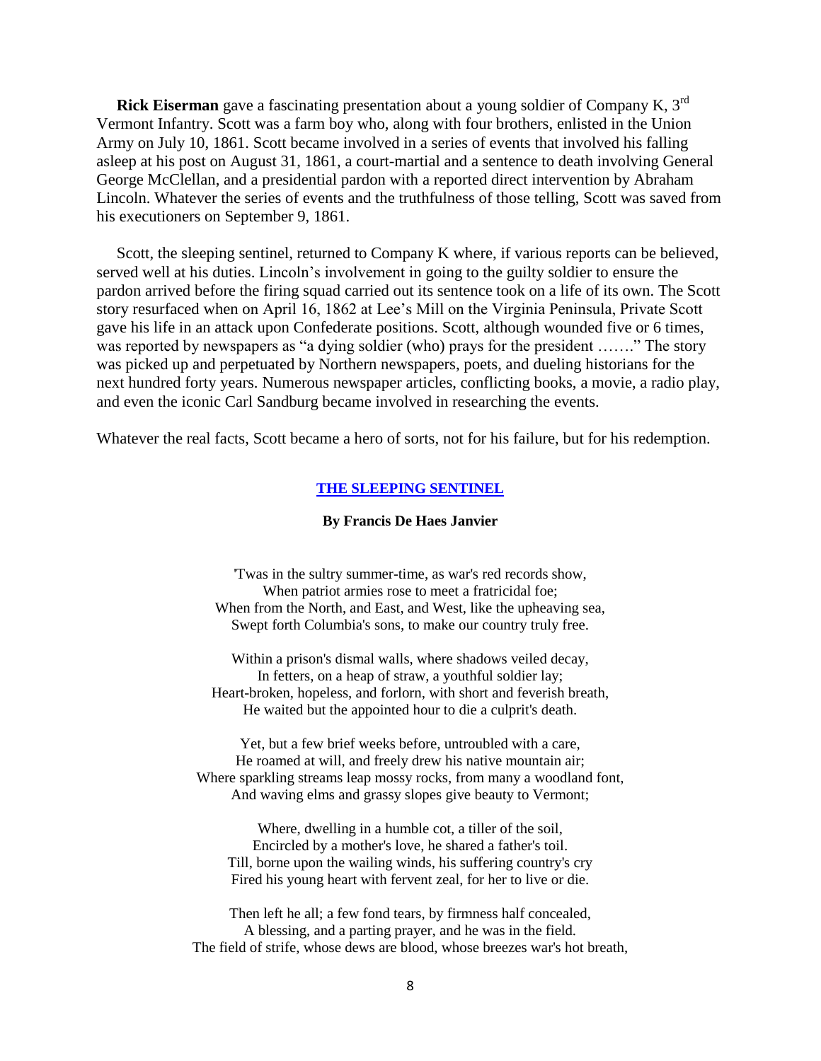**Rick Eiserman** gave a fascinating presentation about a young soldier of Company K, 3rd Vermont Infantry. Scott was a farm boy who, along with four brothers, enlisted in the Union Army on July 10, 1861. Scott became involved in a series of events that involved his falling asleep at his post on August 31, 1861, a court-martial and a sentence to death involving General George McClellan, and a presidential pardon with a reported direct intervention by Abraham Lincoln. Whatever the series of events and the truthfulness of those telling, Scott was saved from his executioners on September 9, 1861.

Scott, the sleeping sentinel, returned to Company K where, if various reports can be believed, served well at his duties. Lincoln's involvement in going to the guilty soldier to ensure the pardon arrived before the firing squad carried out its sentence took on a life of its own. The Scott story resurfaced when on April 16, 1862 at Lee's Mill on the Virginia Peninsula, Private Scott gave his life in an attack upon Confederate positions. Scott, although wounded five or 6 times, was reported by newspapers as "a dying soldier (who) prays for the president ……." The story was picked up and perpetuated by Northern newspapers, poets, and dueling historians for the next hundred forty years. Numerous newspaper articles, conflicting books, a movie, a radio play, and even the iconic Carl Sandburg became involved in researching the events.

Whatever the real facts, Scott became a hero of sorts, not for his failure, but for his redemption.

## THE SLEEPING SENTINEL

**By Francis De Haes Janvier**

'Twas in the sultry summer-time, as war's red records show,
When patriot armies rose to meet a fratricidal foe;
When from the North, and East, and West, like the upheaving sea,
Swept forth Columbia's sons, to make our country truly free.

Within a prison's dismal walls, where shadows veiled decay,
In fetters, on a heap of straw, a youthful soldier lay;
Heart-broken, hopeless, and forlorn, with short and feverish breath,
He waited but the appointed hour to die a culprit's death.

Yet, but a few brief weeks before, untroubled with a care,
He roamed at will, and freely drew his native mountain air;
Where sparkling streams leap mossy rocks, from many a woodland font,
And waving elms and grassy slopes give beauty to Vermont;

Where, dwelling in a humble cot, a tiller of the soil,
Encircled by a mother's love, he shared a father's toil.
Till, borne upon the wailing winds, his suffering country's cry
Fired his young heart with fervent zeal, for her to live or die.

Then left he all; a few fond tears, by firmness half concealed,
A blessing, and a parting prayer, and he was in the field.
The field of strife, whose dews are blood, whose breezes war's hot breath,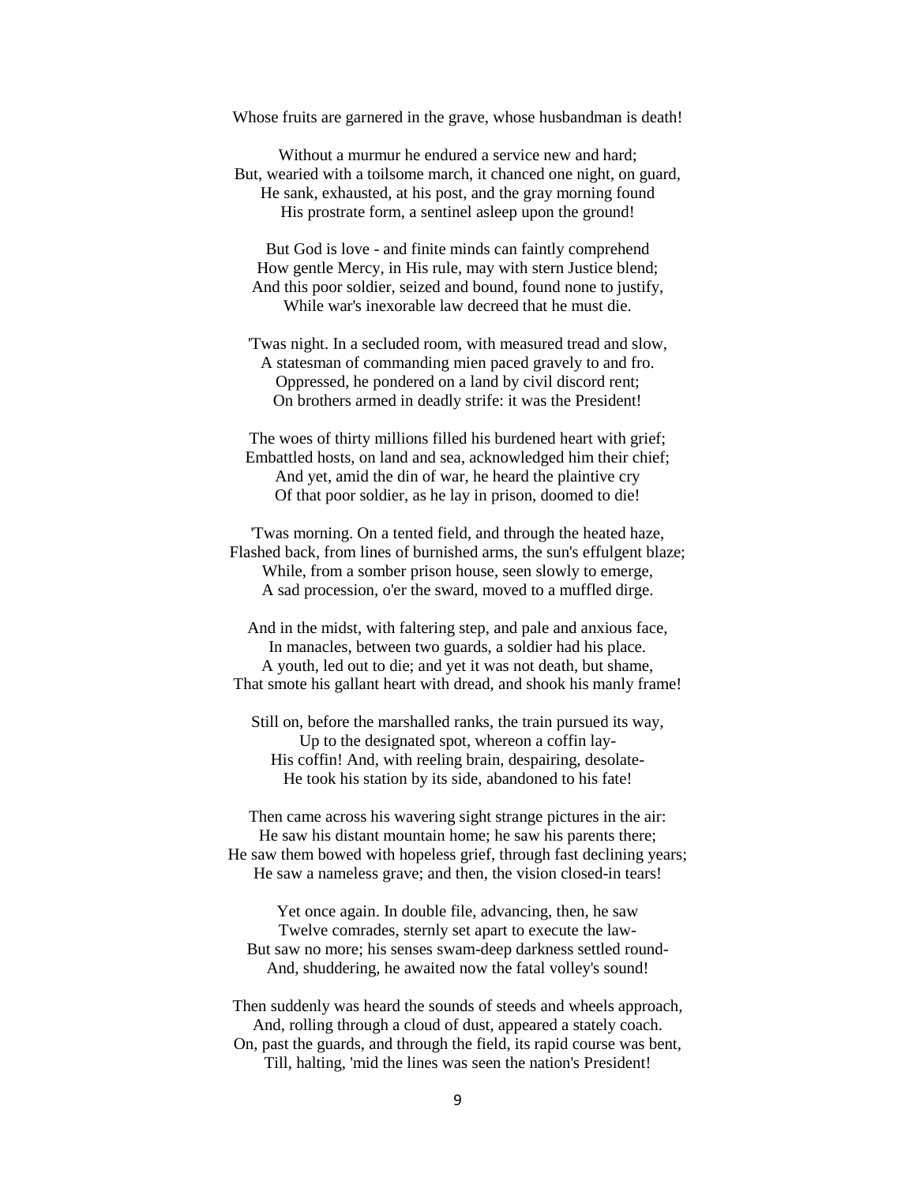Whose fruits are garnered in the grave, whose husbandman is death!

Without a murmur he endured a service new and hard;  
But, wearied with a toilsome march, it chanced one night, on guard,  
He sank, exhausted, at his post, and the gray morning found  
His prostrate form, a sentinel asleep upon the ground!

But God is love - and finite minds can faintly comprehend  
How gentle Mercy, in His rule, may with stern Justice blend;  
And this poor soldier, seized and bound, found none to justify,  
While war's inexorable law decreed that he must die.

'Twas night. In a secluded room, with measured tread and slow,  
A statesman of commanding mien paced gravely to and fro.  
Oppressed, he pondered on a land by civil discord rent;  
On brothers armed in deadly strife: it was the President!

The woes of thirty millions filled his burdened heart with grief;  
Embattled hosts, on land and sea, acknowledged him their chief;  
And yet, amid the din of war, he heard the plaintive cry  
Of that poor soldier, as he lay in prison, doomed to die!

'Twas morning. On a tented field, and through the heated haze,  
Flashed back, from lines of burnished arms, the sun's effulgent blaze;  
While, from a somber prison house, seen slowly to emerge,  
A sad procession, o'er the sward, moved to a muffled dirge.

And in the midst, with faltering step, and pale and anxious face,  
In manacles, between two guards, a soldier had his place.  
A youth, led out to die; and yet it was not death, but shame,  
That smote his gallant heart with dread, and shook his manly frame!

Still on, before the marshalled ranks, the train pursued its way,  
Up to the designated spot, whereon a coffin lay-  
His coffin! And, with reeling brain, despairing, desolate-  
He took his station by its side, abandoned to his fate!

Then came across his wavering sight strange pictures in the air:  
He saw his distant mountain home; he saw his parents there;  
He saw them bowed with hopeless grief, through fast declining years;  
He saw a nameless grave; and then, the vision closed-in tears!

Yet once again. In double file, advancing, then, he saw  
Twelve comrades, sternly set apart to execute the law-  
But saw no more; his senses swam-deep darkness settled round-  
And, shuddering, he awaited now the fatal volley's sound!

Then suddenly was heard the sounds of steeds and wheels approach,  
And, rolling through a cloud of dust, appeared a stately coach.  
On, past the guards, and through the field, its rapid course was bent,  
Till, halting, 'mid the lines was seen the nation's President!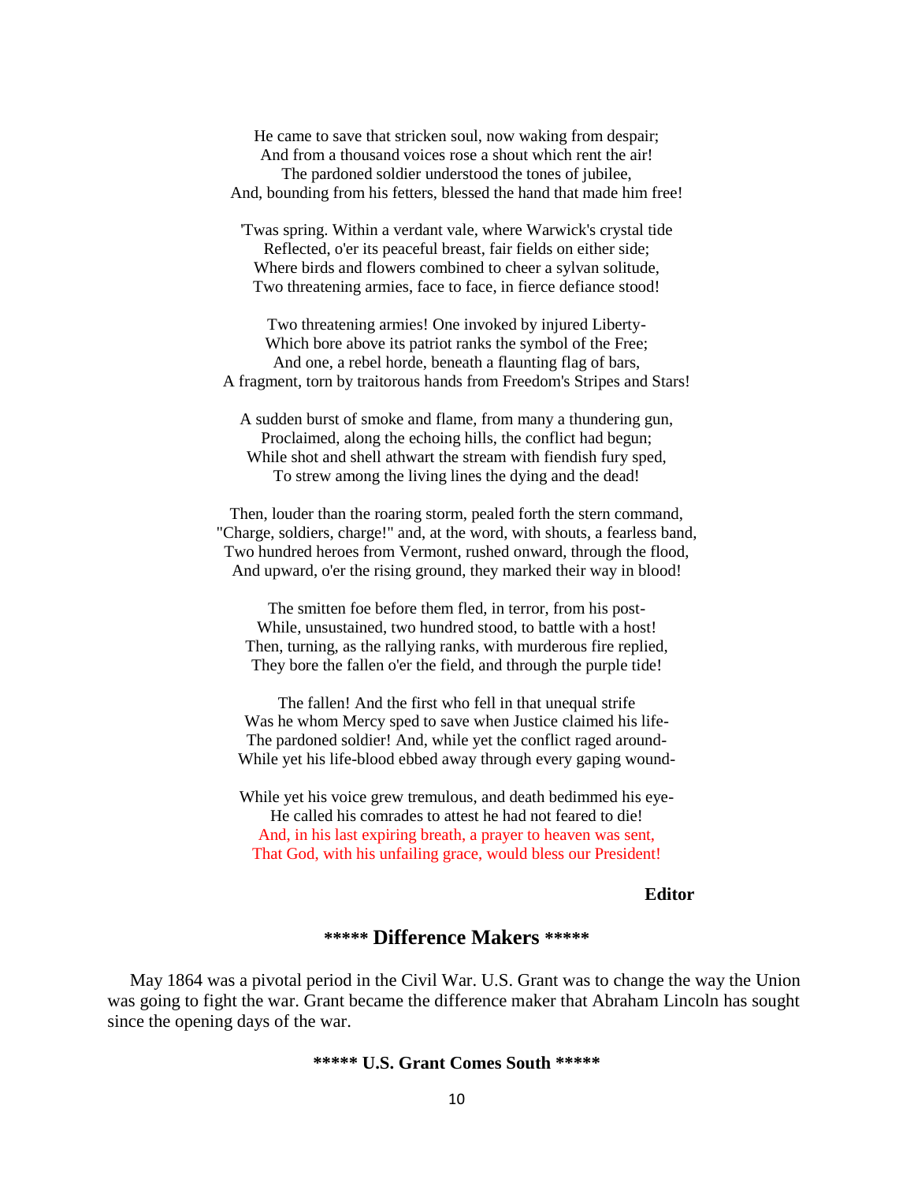He came to save that stricken soul, now waking from despair;
And from a thousand voices rose a shout which rent the air!
The pardoned soldier understood the tones of jubilee,
And, bounding from his fetters, blessed the hand that made him free!

'Twas spring. Within a verdant vale, where Warwick's crystal tide
Reflected, o'er its peaceful breast, fair fields on either side;
Where birds and flowers combined to cheer a sylvan solitude,
Two threatening armies, face to face, in fierce defiance stood!

Two threatening armies! One invoked by injured Liberty-
Which bore above its patriot ranks the symbol of the Free;
And one, a rebel horde, beneath a flaunting flag of bars,
A fragment, torn by traitorous hands from Freedom's Stripes and Stars!

A sudden burst of smoke and flame, from many a thundering gun,
Proclaimed, along the echoing hills, the conflict had begun;
While shot and shell athwart the stream with fiendish fury sped,
To strew among the living lines the dying and the dead!

Then, louder than the roaring storm, pealed forth the stern command,
"Charge, soldiers, charge!" and, at the word, with shouts, a fearless band,
Two hundred heroes from Vermont, rushed onward, through the flood,
And upward, o'er the rising ground, they marked their way in blood!

The smitten foe before them fled, in terror, from his post-
While, unsustained, two hundred stood, to battle with a host!
Then, turning, as the rallying ranks, with murderous fire replied,
They bore the fallen o'er the field, and through the purple tide!

The fallen! And the first who fell in that unequal strife
Was he whom Mercy sped to save when Justice claimed his life-
The pardoned soldier! And, while yet the conflict raged around-
While yet his life-blood ebbed away through every gaping wound-

While yet his voice grew tremulous, and death bedimmed his eye-
He called his comrades to attest he had not feared to die!
And, in his last expiring breath, a prayer to heaven was sent,
That God, with his unfailing grace, would bless our President!

**Editor**

## ***** Difference Makers *****

May 1864 was a pivotal period in the Civil War. U.S. Grant was to change the way the Union was going to fight the war. Grant became the difference maker that Abraham Lincoln has sought since the opening days of the war.

### ***** U.S. Grant Comes South *****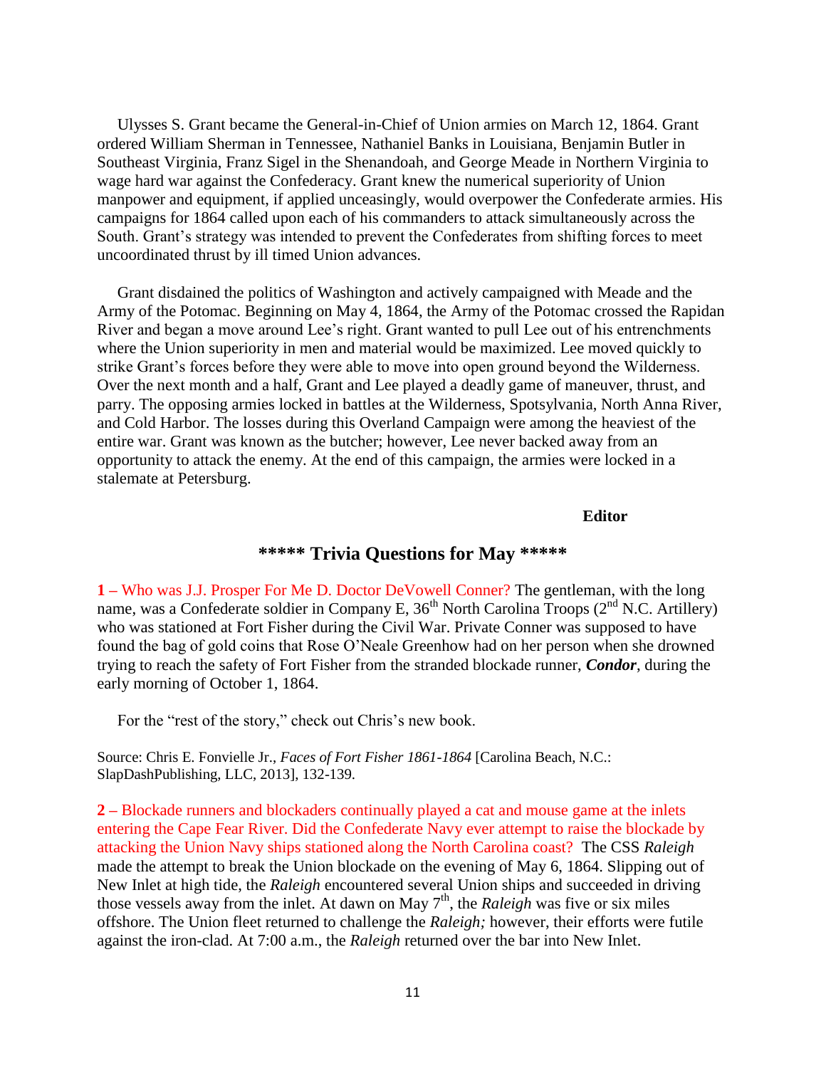Ulysses S. Grant became the General-in-Chief of Union armies on March 12, 1864. Grant ordered William Sherman in Tennessee, Nathaniel Banks in Louisiana, Benjamin Butler in Southeast Virginia, Franz Sigel in the Shenandoah, and George Meade in Northern Virginia to wage hard war against the Confederacy. Grant knew the numerical superiority of Union manpower and equipment, if applied unceasingly, would overpower the Confederate armies. His campaigns for 1864 called upon each of his commanders to attack simultaneously across the South. Grant's strategy was intended to prevent the Confederates from shifting forces to meet uncoordinated thrust by ill timed Union advances.

Grant disdained the politics of Washington and actively campaigned with Meade and the Army of the Potomac. Beginning on May 4, 1864, the Army of the Potomac crossed the Rapidan River and began a move around Lee's right. Grant wanted to pull Lee out of his entrenchments where the Union superiority in men and material would be maximized. Lee moved quickly to strike Grant's forces before they were able to move into open ground beyond the Wilderness. Over the next month and a half, Grant and Lee played a deadly game of maneuver, thrust, and parry. The opposing armies locked in battles at the Wilderness, Spotsylvania, North Anna River, and Cold Harbor. The losses during this Overland Campaign were among the heaviest of the entire war. Grant was known as the butcher; however, Lee never backed away from an opportunity to attack the enemy. At the end of this campaign, the armies were locked in a stalemate at Petersburg.

**Editor**

## ***** Trivia Questions for May *****

**1 –** Who was J.J. Prosper For Me D. Doctor DeVowell Conner? The gentleman, with the long name, was a Confederate soldier in Company E, 36th North Carolina Troops (2nd N.C. Artillery) who was stationed at Fort Fisher during the Civil War. Private Conner was supposed to have found the bag of gold coins that Rose O'Neale Greenhow had on her person when she drowned trying to reach the safety of Fort Fisher from the stranded blockade runner, ***Condor***, during the early morning of October 1, 1864.

For the "rest of the story," check out Chris's new book.

Source: Chris E. Fonvielle Jr., *Faces of Fort Fisher 1861-1864* [Carolina Beach, N.C.: SlapDashPublishing, LLC, 2013], 132-139.

**2 –** Blockade runners and blockaders continually played a cat and mouse game at the inlets entering the Cape Fear River. Did the Confederate Navy ever attempt to raise the blockade by attacking the Union Navy ships stationed along the North Carolina coast? The CSS *Raleigh* made the attempt to break the Union blockade on the evening of May 6, 1864. Slipping out of New Inlet at high tide, the *Raleigh* encountered several Union ships and succeeded in driving those vessels away from the inlet. At dawn on May 7th, the *Raleigh* was five or six miles offshore. The Union fleet returned to challenge the *Raleigh;* however, their efforts were futile against the iron-clad. At 7:00 a.m., the *Raleigh* returned over the bar into New Inlet.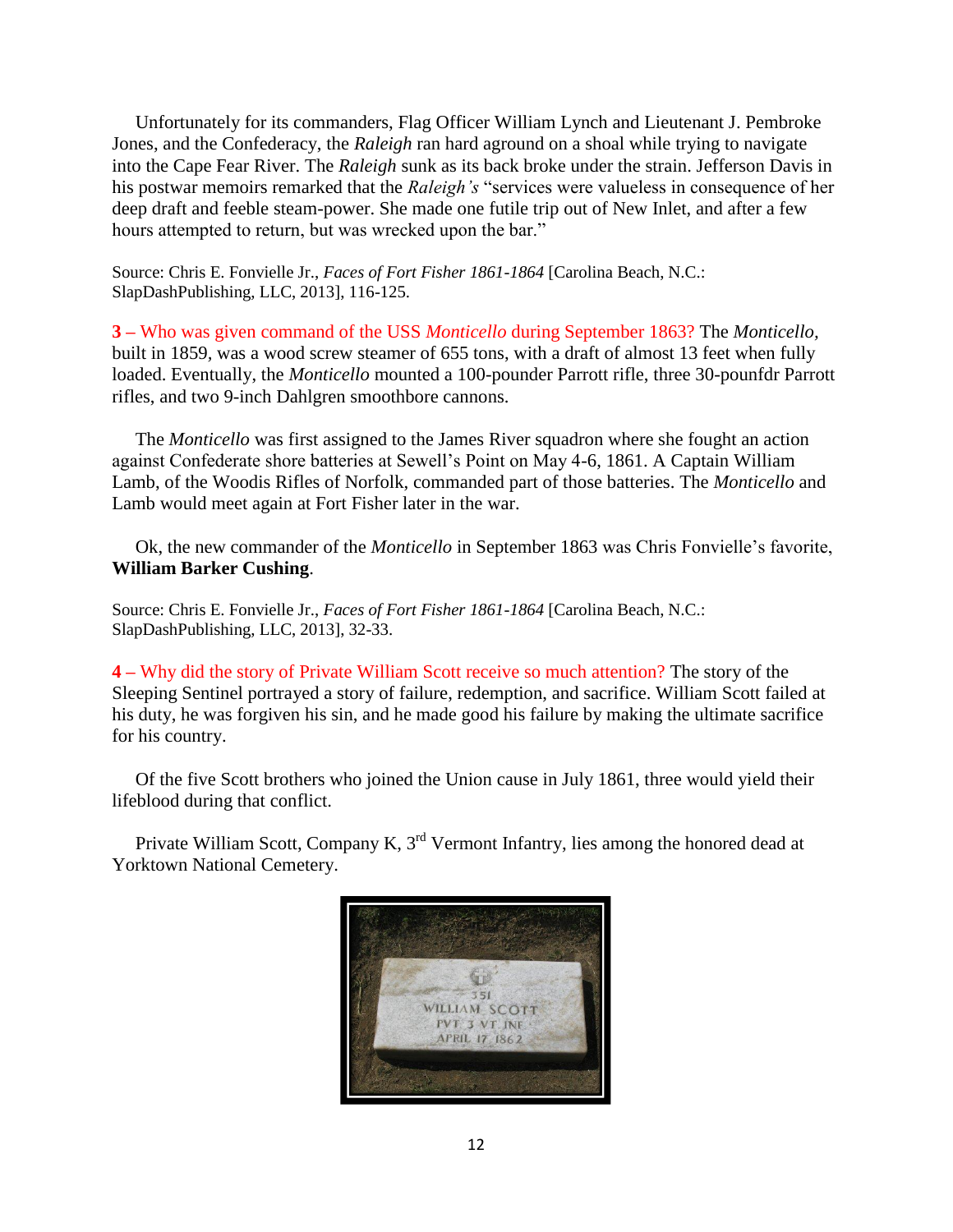Unfortunately for its commanders, Flag Officer William Lynch and Lieutenant J. Pembroke Jones, and the Confederacy, the *Raleigh* ran hard aground on a shoal while trying to navigate into the Cape Fear River. The *Raleigh* sunk as its back broke under the strain. Jefferson Davis in his postwar memoirs remarked that the *Raleigh's* "services were valueless in consequence of her deep draft and feeble steam-power. She made one futile trip out of New Inlet, and after a few hours attempted to return, but was wrecked upon the bar."

Source: Chris E. Fonvielle Jr., *Faces of Fort Fisher 1861-1864* [Carolina Beach, N.C.: SlapDashPublishing, LLC, 2013], 116-125.

**3** – Who was given command of the USS *Monticello* during September 1863? The *Monticello*, built in 1859, was a wood screw steamer of 655 tons, with a draft of almost 13 feet when fully loaded. Eventually, the *Monticello* mounted a 100-pounder Parrott rifle, three 30-pounfdr Parrott rifles, and two 9-inch Dahlgren smoothbore cannons.

The *Monticello* was first assigned to the James River squadron where she fought an action against Confederate shore batteries at Sewell's Point on May 4-6, 1861. A Captain William Lamb, of the Woodis Rifles of Norfolk, commanded part of those batteries. The *Monticello* and Lamb would meet again at Fort Fisher later in the war.

Ok, the new commander of the *Monticello* in September 1863 was Chris Fonvielle's favorite, **William Barker Cushing**.

Source: Chris E. Fonvielle Jr., *Faces of Fort Fisher 1861-1864* [Carolina Beach, N.C.: SlapDashPublishing, LLC, 2013], 32-33.

**4** – Why did the story of Private William Scott receive so much attention? The story of the Sleeping Sentinel portrayed a story of failure, redemption, and sacrifice. William Scott failed at his duty, he was forgiven his sin, and he made good his failure by making the ultimate sacrifice for his country.

Of the five Scott brothers who joined the Union cause in July 1861, three would yield their lifeblood during that conflict.

Private William Scott, Company K, 3rd Vermont Infantry, lies among the honored dead at Yorktown National Cemetery.